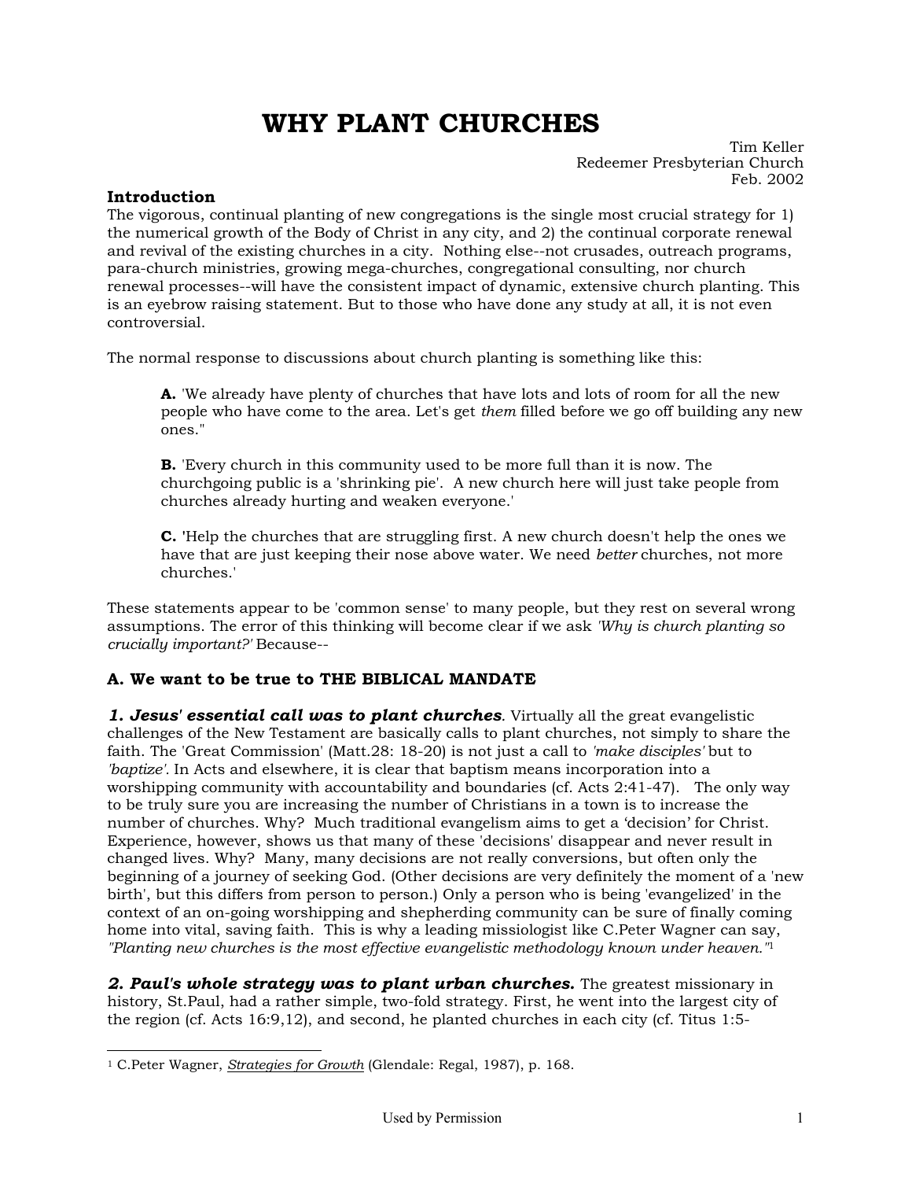# WHY PLANT CHURCHES

Tim Keller
Redeemer Presbyterian Church
Feb. 2002

## Introduction

The vigorous, continual planting of new congregations is the single most crucial strategy for 1) the numerical growth of the Body of Christ in any city, and 2) the continual corporate renewal and revival of the existing churches in a city. Nothing else--not crusades, outreach programs, para-church ministries, growing mega-churches, congregational consulting, nor church renewal processes--will have the consistent impact of dynamic, extensive church planting. This is an eyebrow raising statement. But to those who have done any study at all, it is not even controversial.

The normal response to discussions about church planting is something like this:

> **A.** 'We already have plenty of churches that have lots and lots of room for all the new people who have come to the area. Let's get *them* filled before we go off building any new ones."
>
> **B.** 'Every church in this community used to be more full than it is now. The churchgoing public is a 'shrinking pie'. A new church here will just take people from churches already hurting and weaken everyone.'
>
> **C.** 'Help the churches that are struggling first. A new church doesn't help the ones we have that are just keeping their nose above water. We need *better* churches, not more churches.'

These statements appear to be 'common sense' to many people, but they rest on several wrong assumptions. The error of this thinking will become clear if we ask *'Why is church planting so crucially important?'* Because--

### A. We want to be true to THE BIBLICAL MANDATE

***1. Jesus' essential call was to plant churches***. Virtually all the great evangelistic challenges of the New Testament are basically calls to plant churches, not simply to share the faith. The 'Great Commission' (Matt.28: 18-20) is not just a call to *'make disciples'* but to *'baptize'.* In Acts and elsewhere, it is clear that baptism means incorporation into a worshipping community with accountability and boundaries (cf. Acts 2:41-47). The only way to be truly sure you are increasing the number of Christians in a town is to increase the number of churches. Why? Much traditional evangelism aims to get a 'decision' for Christ. Experience, however, shows us that many of these 'decisions' disappear and never result in changed lives. Why? Many, many decisions are not really conversions, but often only the beginning of a journey of seeking God. (Other decisions are very definitely the moment of a 'new birth', but this differs from person to person.) Only a person who is being 'evangelized' in the context of an on-going worshipping and shepherding community can be sure of finally coming home into vital, saving faith. This is why a leading missiologist like C.Peter Wagner can say, *"Planting new churches is the most effective evangelistic methodology known under heaven."*[1]

***2. Paul's whole strategy was to plant urban churches.*** The greatest missionary in history, St.Paul, had a rather simple, two-fold strategy. First, he went into the largest city of the region (cf. Acts 16:9,12), and second, he planted churches in each city (cf. Titus 1:5-

---

[1] C.Peter Wagner, *Strategies for Growth* (Glendale: Regal, 1987), p. 168.

Used by Permission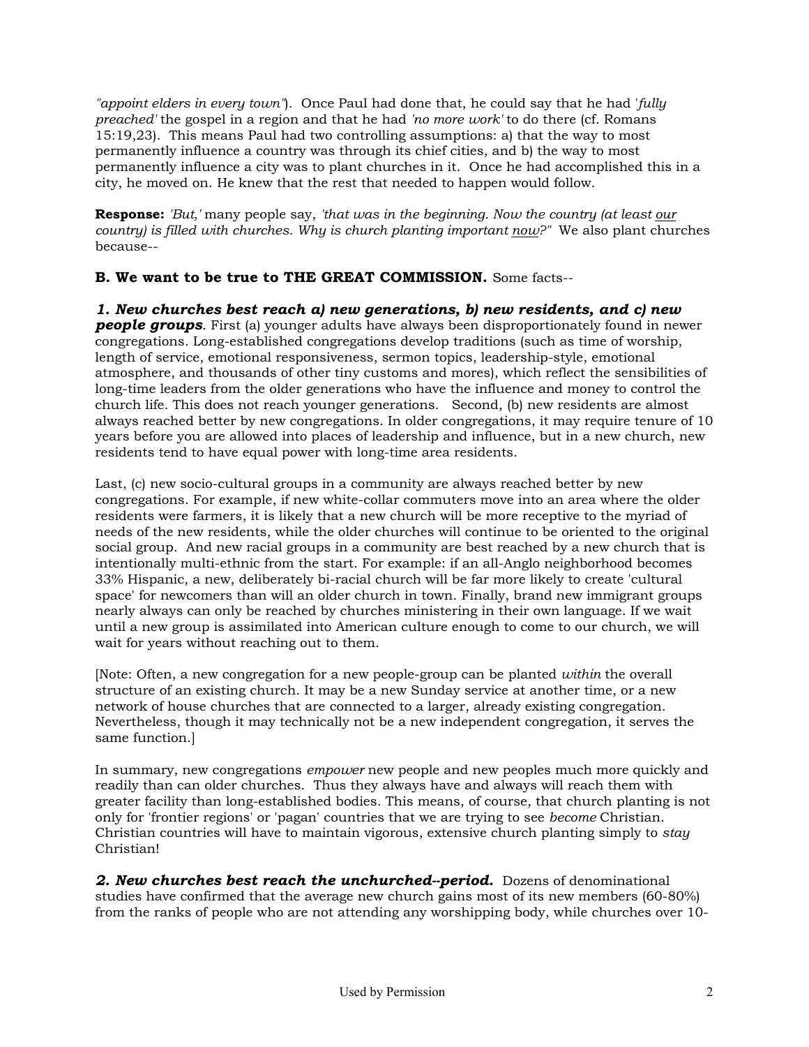*"appoint elders in every town"*). Once Paul had done that, he could say that he had '*fully preached'* the gospel in a region and that he had *'no more work'* to do there (cf. Romans 15:19,23). This means Paul had two controlling assumptions: a) that the way to most permanently influence a country was through its chief cities, and b) the way to most permanently influence a city was to plant churches in it. Once he had accomplished this in a city, he moved on. He knew that the rest that needed to happen would follow.

**Response:** *'But,'* many people say, *'that was in the beginning. Now the country (at least our country) is filled with churches. Why is church planting important now?"* We also plant churches because--

**B. We want to be true to THE GREAT COMMISSION.** Some facts--

***1. New churches best reach a) new generations, b) new residents, and c) new people groups***. First (a) younger adults have always been disproportionately found in newer congregations. Long-established congregations develop traditions (such as time of worship, length of service, emotional responsiveness, sermon topics, leadership-style, emotional atmosphere, and thousands of other tiny customs and mores), which reflect the sensibilities of long-time leaders from the older generations who have the influence and money to control the church life. This does not reach younger generations. Second, (b) new residents are almost always reached better by new congregations. In older congregations, it may require tenure of 10 years before you are allowed into places of leadership and influence, but in a new church, new residents tend to have equal power with long-time area residents.

Last, (c) new socio-cultural groups in a community are always reached better by new congregations. For example, if new white-collar commuters move into an area where the older residents were farmers, it is likely that a new church will be more receptive to the myriad of needs of the new residents, while the older churches will continue to be oriented to the original social group. And new racial groups in a community are best reached by a new church that is intentionally multi-ethnic from the start. For example: if an all-Anglo neighborhood becomes 33% Hispanic, a new, deliberately bi-racial church will be far more likely to create 'cultural space' for newcomers than will an older church in town. Finally, brand new immigrant groups nearly always can only be reached by churches ministering in their own language. If we wait until a new group is assimilated into American culture enough to come to our church, we will wait for years without reaching out to them.

[Note: Often, a new congregation for a new people-group can be planted *within* the overall structure of an existing church. It may be a new Sunday service at another time, or a new network of house churches that are connected to a larger, already existing congregation. Nevertheless, though it may technically not be a new independent congregation, it serves the same function.]

In summary, new congregations *empower* new people and new peoples much more quickly and readily than can older churches. Thus they always have and always will reach them with greater facility than long-established bodies. This means, of course, that church planting is not only for 'frontier regions' or 'pagan' countries that we are trying to see *become* Christian. Christian countries will have to maintain vigorous, extensive church planting simply to *stay* Christian!

***2. New churches best reach the unchurched--period.*** Dozens of denominational studies have confirmed that the average new church gains most of its new members (60-80%) from the ranks of people who are not attending any worshipping body, while churches over 10-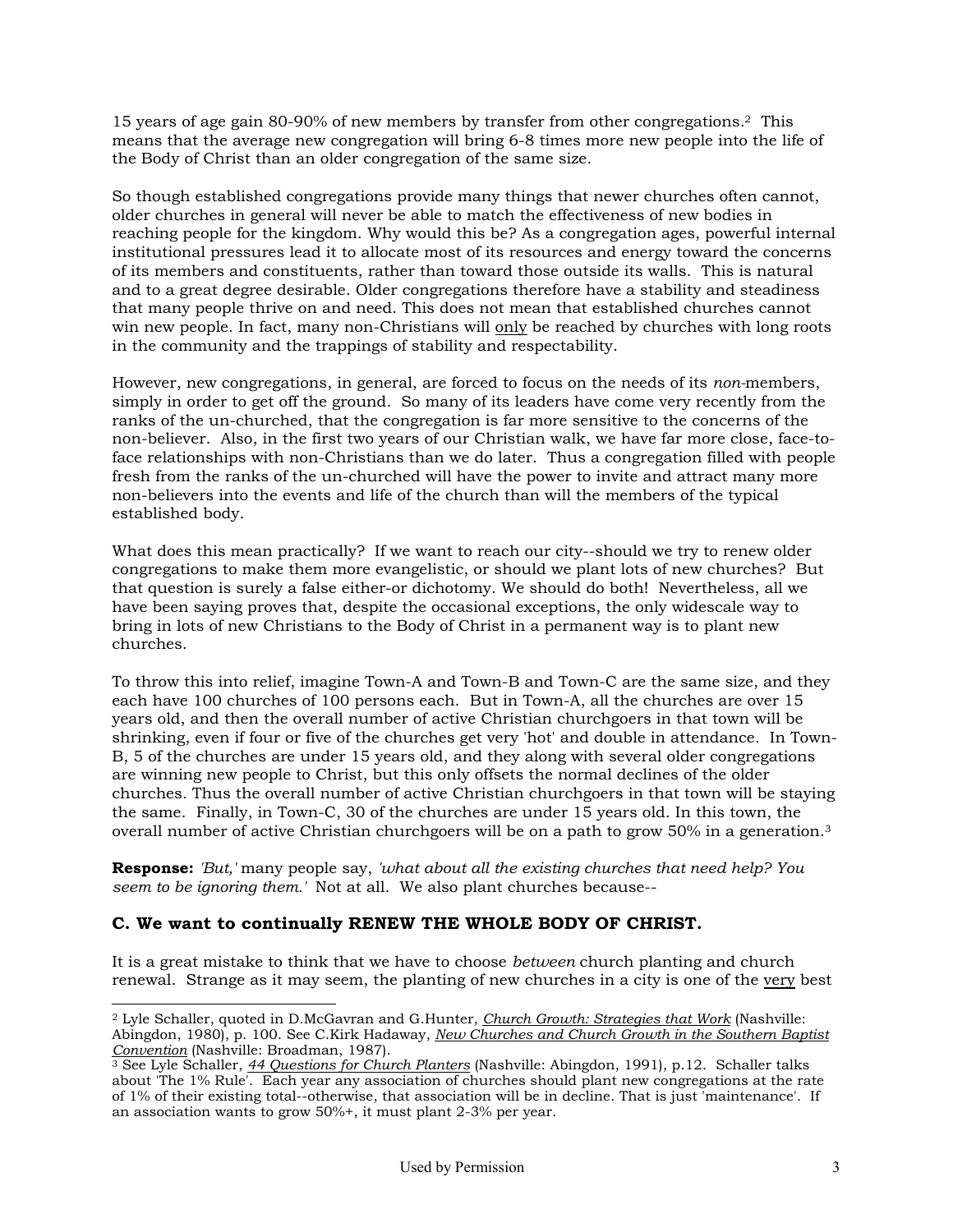15 years of age gain 80-90% of new members by transfer from other congregations.[2] This means that the average new congregation will bring 6-8 times more new people into the life of the Body of Christ than an older congregation of the same size.

So though established congregations provide many things that newer churches often cannot, older churches in general will never be able to match the effectiveness of new bodies in reaching people for the kingdom. Why would this be? As a congregation ages, powerful internal institutional pressures lead it to allocate most of its resources and energy toward the concerns of its members and constituents, rather than toward those outside its walls. This is natural and to a great degree desirable. Older congregations therefore have a stability and steadiness that many people thrive on and need. This does not mean that established churches cannot win new people. In fact, many non-Christians will <u>only</u> be reached by churches with long roots in the community and the trappings of stability and respectability.

However, new congregations, in general, are forced to focus on the needs of its *non*-members, simply in order to get off the ground. So many of its leaders have come very recently from the ranks of the un-churched, that the congregation is far more sensitive to the concerns of the non-believer. Also, in the first two years of our Christian walk, we have far more close, face-to-face relationships with non-Christians than we do later. Thus a congregation filled with people fresh from the ranks of the un-churched will have the power to invite and attract many more non-believers into the events and life of the church than will the members of the typical established body.

What does this mean practically? If we want to reach our city--should we try to renew older congregations to make them more evangelistic, or should we plant lots of new churches? But that question is surely a false either-or dichotomy. We should do both! Nevertheless, all we have been saying proves that, despite the occasional exceptions, the only widescale way to bring in lots of new Christians to the Body of Christ in a permanent way is to plant new churches.

To throw this into relief, imagine Town-A and Town-B and Town-C are the same size, and they each have 100 churches of 100 persons each. But in Town-A, all the churches are over 15 years old, and then the overall number of active Christian churchgoers in that town will be shrinking, even if four or five of the churches get very 'hot' and double in attendance. In Town-B, 5 of the churches are under 15 years old, and they along with several older congregations are winning new people to Christ, but this only offsets the normal declines of the older churches. Thus the overall number of active Christian churchgoers in that town will be staying the same. Finally, in Town-C, 30 of the churches are under 15 years old. In this town, the overall number of active Christian churchgoers will be on a path to grow 50% in a generation.[3]

**Response:** *'But,'* many people say, *'what about all the existing churches that need help? You seem to be ignoring them.'* Not at all. We also plant churches because--

## C. We want to continually RENEW THE WHOLE BODY OF CHRIST.

It is a great mistake to think that we have to choose *between* church planting and church renewal. Strange as it may seem, the planting of new churches in a city is one of the <u>very</u> best

---

[2] Lyle Schaller, quoted in D.McGavran and G.Hunter, *Church Growth: Strategies that Work* (Nashville: Abingdon, 1980), p. 100. See C.Kirk Hadaway, *New Churches and Church Growth in the Southern Baptist Convention* (Nashville: Broadman, 1987).

[3] See Lyle Schaller, *44 Questions for Church Planters* (Nashville: Abingdon, 1991), p.12. Schaller talks about 'The 1% Rule'. Each year any association of churches should plant new congregations at the rate of 1% of their existing total--otherwise, that association will be in decline. That is just 'maintenance'. If an association wants to grow 50%+, it must plant 2-3% per year.

Used by Permission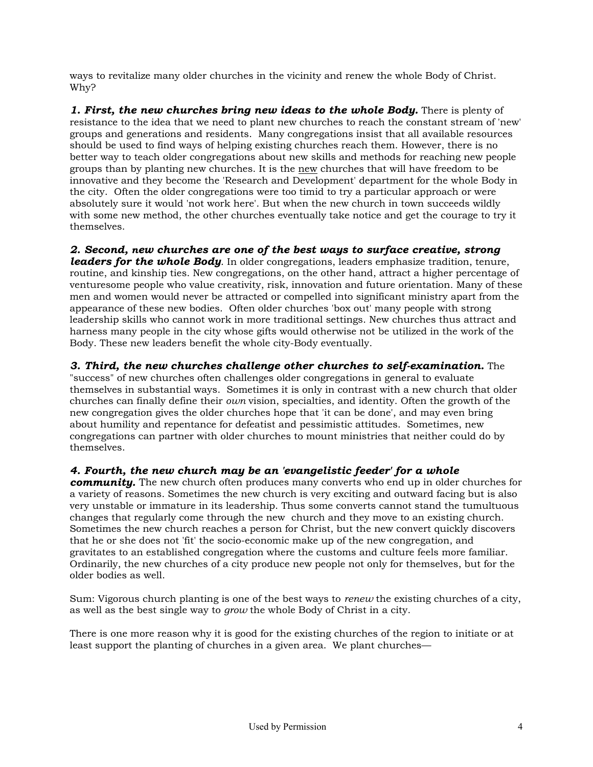ways to revitalize many older churches in the vicinity and renew the whole Body of Christ. Why?

***1. First, the new churches bring new ideas to the whole Body.*** There is plenty of resistance to the idea that we need to plant new churches to reach the constant stream of 'new' groups and generations and residents. Many congregations insist that all available resources should be used to find ways of helping existing churches reach them. However, there is no better way to teach older congregations about new skills and methods for reaching new people groups than by planting new churches. It is the <u>new</u> churches that will have freedom to be innovative and they become the 'Research and Development' department for the whole Body in the city. Often the older congregations were too timid to try a particular approach or were absolutely sure it would 'not work here'. But when the new church in town succeeds wildly with some new method, the other churches eventually take notice and get the courage to try it themselves.

***2. Second, new churches are one of the best ways to surface creative, strong leaders for the whole Body***. In older congregations, leaders emphasize tradition, tenure, routine, and kinship ties. New congregations, on the other hand, attract a higher percentage of venturesome people who value creativity, risk, innovation and future orientation. Many of these men and women would never be attracted or compelled into significant ministry apart from the appearance of these new bodies. Often older churches 'box out' many people with strong leadership skills who cannot work in more traditional settings. New churches thus attract and harness many people in the city whose gifts would otherwise not be utilized in the work of the Body. These new leaders benefit the whole city-Body eventually.

***3. Third, the new churches challenge other churches to self-examination.*** The "success" of new churches often challenges older congregations in general to evaluate themselves in substantial ways. Sometimes it is only in contrast with a new church that older churches can finally define their *own* vision, specialties, and identity. Often the growth of the new congregation gives the older churches hope that 'it can be done', and may even bring about humility and repentance for defeatist and pessimistic attitudes. Sometimes, new congregations can partner with older churches to mount ministries that neither could do by themselves.

***4. Fourth, the new church may be an 'evangelistic feeder' for a whole community.*** The new church often produces many converts who end up in older churches for a variety of reasons. Sometimes the new church is very exciting and outward facing but is also very unstable or immature in its leadership. Thus some converts cannot stand the tumultuous changes that regularly come through the new church and they move to an existing church. Sometimes the new church reaches a person for Christ, but the new convert quickly discovers that he or she does not 'fit' the socio-economic make up of the new congregation, and gravitates to an established congregation where the customs and culture feels more familiar. Ordinarily, the new churches of a city produce new people not only for themselves, but for the older bodies as well.

Sum: Vigorous church planting is one of the best ways to *renew* the existing churches of a city, as well as the best single way to *grow* the whole Body of Christ in a city.

There is one more reason why it is good for the existing churches of the region to initiate or at least support the planting of churches in a given area. We plant churches—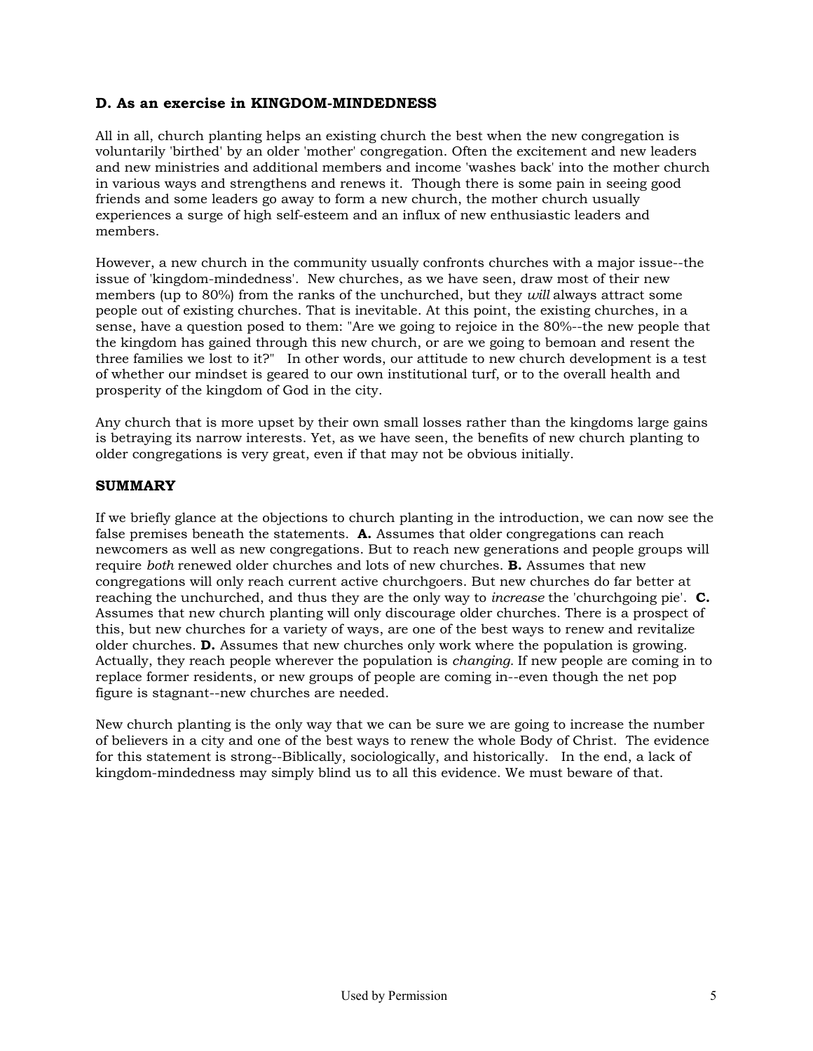### D. As an exercise in KINGDOM-MINDEDNESS

All in all, church planting helps an existing church the best when the new congregation is voluntarily 'birthed' by an older 'mother' congregation. Often the excitement and new leaders and new ministries and additional members and income 'washes back' into the mother church in various ways and strengthens and renews it. Though there is some pain in seeing good friends and some leaders go away to form a new church, the mother church usually experiences a surge of high self-esteem and an influx of new enthusiastic leaders and members.

However, a new church in the community usually confronts churches with a major issue--the issue of 'kingdom-mindedness'. New churches, as we have seen, draw most of their new members (up to 80%) from the ranks of the unchurched, but they *will* always attract some people out of existing churches. That is inevitable. At this point, the existing churches, in a sense, have a question posed to them: "Are we going to rejoice in the 80%--the new people that the kingdom has gained through this new church, or are we going to bemoan and resent the three families we lost to it?" In other words, our attitude to new church development is a test of whether our mindset is geared to our own institutional turf, or to the overall health and prosperity of the kingdom of God in the city.

Any church that is more upset by their own small losses rather than the kingdoms large gains is betraying its narrow interests. Yet, as we have seen, the benefits of new church planting to older congregations is very great, even if that may not be obvious initially.

### SUMMARY

If we briefly glance at the objections to church planting in the introduction, we can now see the false premises beneath the statements. **A.** Assumes that older congregations can reach newcomers as well as new congregations. But to reach new generations and people groups will require *both* renewed older churches and lots of new churches. **B.** Assumes that new congregations will only reach current active churchgoers. But new churches do far better at reaching the unchurched, and thus they are the only way to *increase* the 'churchgoing pie'. **C.** Assumes that new church planting will only discourage older churches. There is a prospect of this, but new churches for a variety of ways, are one of the best ways to renew and revitalize older churches. **D.** Assumes that new churches only work where the population is growing. Actually, they reach people wherever the population is *changing.* If new people are coming in to replace former residents, or new groups of people are coming in--even though the net pop figure is stagnant--new churches are needed.

New church planting is the only way that we can be sure we are going to increase the number of believers in a city and one of the best ways to renew the whole Body of Christ. The evidence for this statement is strong--Biblically, sociologically, and historically. In the end, a lack of kingdom-mindedness may simply blind us to all this evidence. We must beware of that.

Used by Permission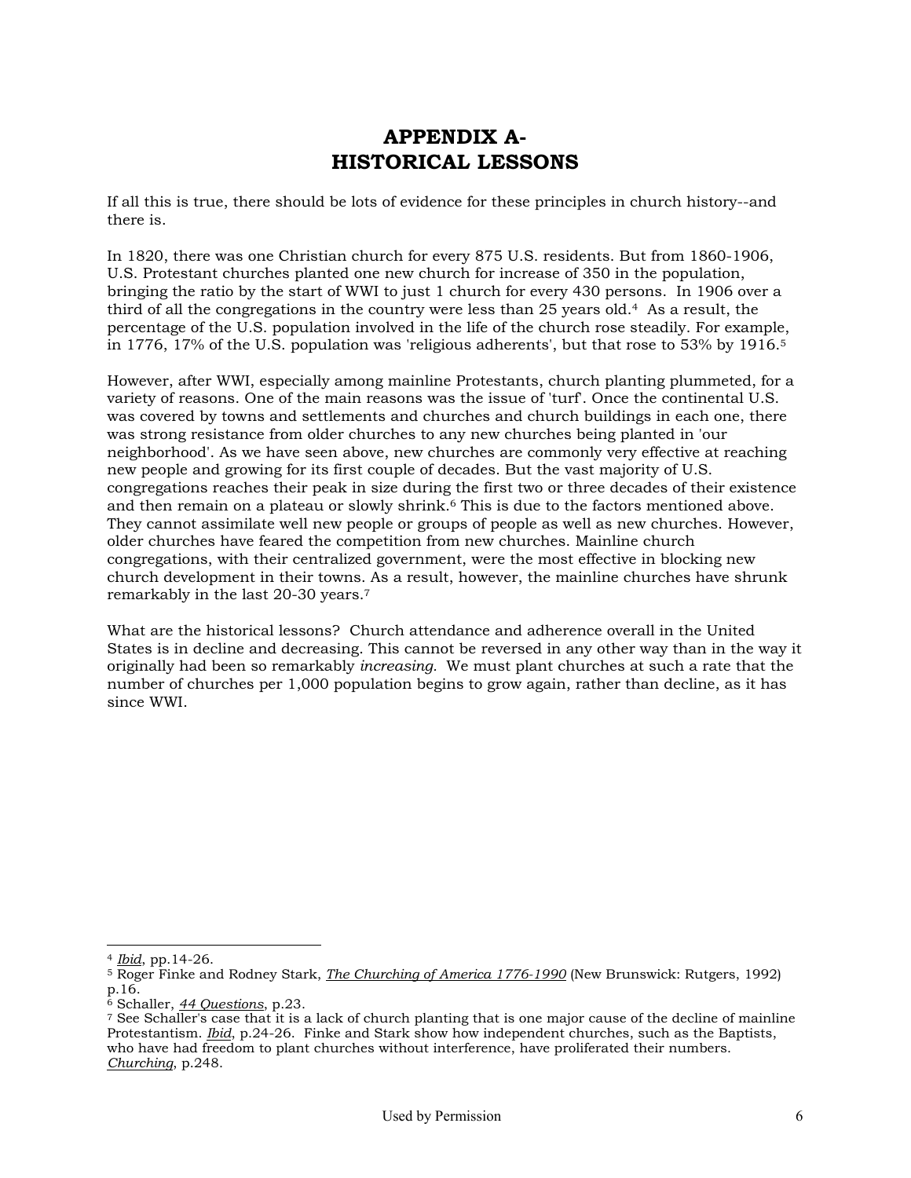# APPENDIX A-
# HISTORICAL LESSONS

If all this is true, there should be lots of evidence for these principles in church history--and there is.

In 1820, there was one Christian church for every 875 U.S. residents. But from 1860-1906, U.S. Protestant churches planted one new church for increase of 350 in the population, bringing the ratio by the start of WWI to just 1 church for every 430 persons. In 1906 over a third of all the congregations in the country were less than 25 years old.[4] As a result, the percentage of the U.S. population involved in the life of the church rose steadily. For example, in 1776, 17% of the U.S. population was 'religious adherents', but that rose to 53% by 1916.[5]

However, after WWI, especially among mainline Protestants, church planting plummeted, for a variety of reasons. One of the main reasons was the issue of 'turf'. Once the continental U.S. was covered by towns and settlements and churches and church buildings in each one, there was strong resistance from older churches to any new churches being planted in 'our neighborhood'. As we have seen above, new churches are commonly very effective at reaching new people and growing for its first couple of decades. But the vast majority of U.S. congregations reaches their peak in size during the first two or three decades of their existence and then remain on a plateau or slowly shrink.[6] This is due to the factors mentioned above. They cannot assimilate well new people or groups of people as well as new churches. However, older churches have feared the competition from new churches. Mainline church congregations, with their centralized government, were the most effective in blocking new church development in their towns. As a result, however, the mainline churches have shrunk remarkably in the last 20-30 years.[7]

What are the historical lessons? Church attendance and adherence overall in the United States is in decline and decreasing. This cannot be reversed in any other way than in the way it originally had been so remarkably *increasing.* We must plant churches at such a rate that the number of churches per 1,000 population begins to grow again, rather than decline, as it has since WWI.

---

[4] *Ibid*, pp.14-26.

[5] Roger Finke and Rodney Stark, *The Churching of America 1776-1990* (New Brunswick: Rutgers, 1992) p.16.

[6] Schaller, *44 Questions*, p.23.

[7] See Schaller's case that it is a lack of church planting that is one major cause of the decline of mainline Protestantism. *Ibid*, p.24-26. Finke and Stark show how independent churches, such as the Baptists, who have had freedom to plant churches without interference, have proliferated their numbers. *Churching*, p.248.

Used by Permission